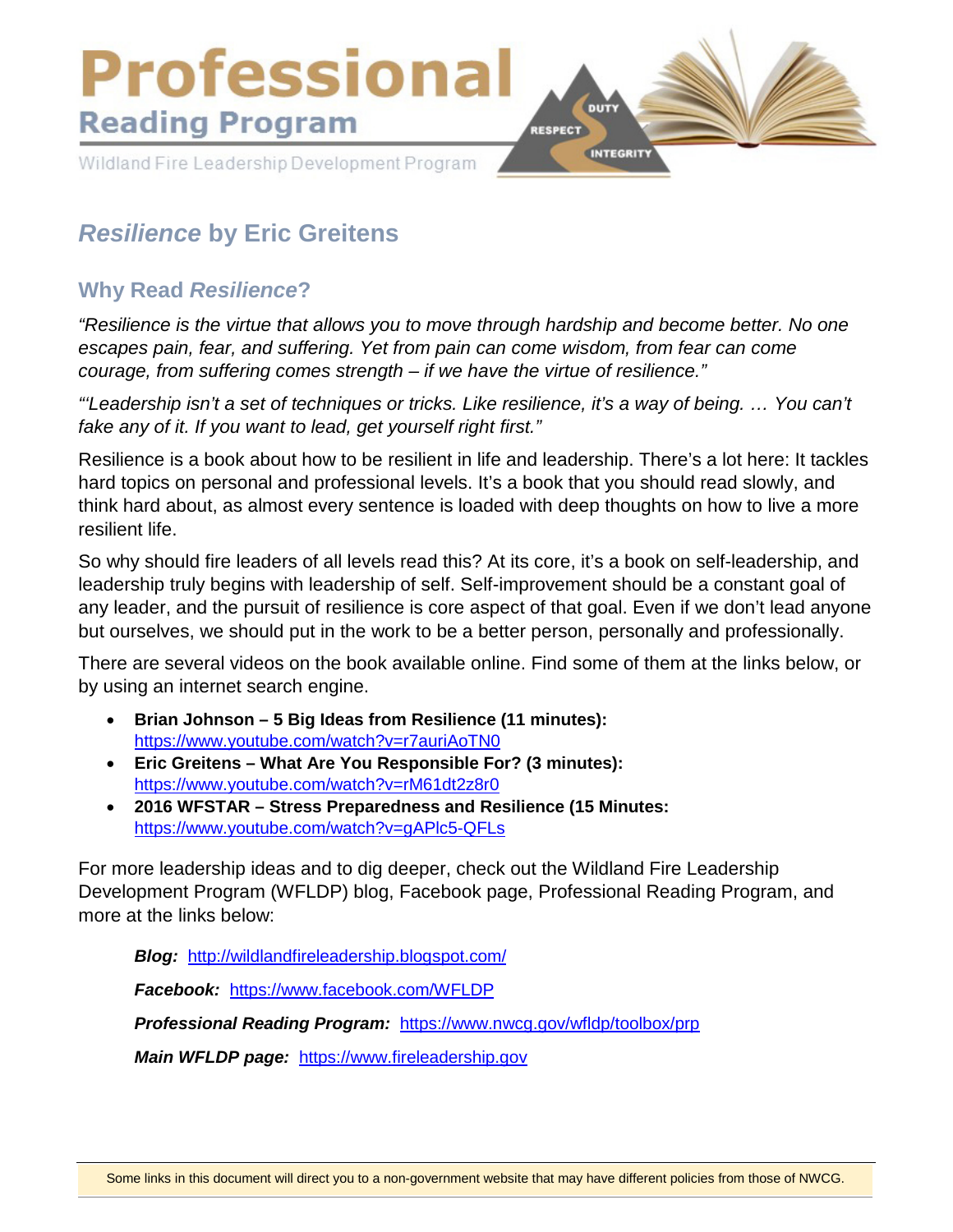# Professional
## Reading Program

Wildland Fire Leadership Development Program

DUTY RESPECT INTEGRITY

## *Resilience* by Eric Greitens

### Why Read *Resilience*?

*"Resilience is the virtue that allows you to move through hardship and become better. No one escapes pain, fear, and suffering. Yet from pain can come wisdom, from fear can come courage, from suffering comes strength – if we have the virtue of resilience."*

*"'Leadership isn't a set of techniques or tricks. Like resilience, it's a way of being. … You can't fake any of it. If you want to lead, get yourself right first."*

Resilience is a book about how to be resilient in life and leadership. There's a lot here: It tackles hard topics on personal and professional levels. It's a book that you should read slowly, and think hard about, as almost every sentence is loaded with deep thoughts on how to live a more resilient life.

So why should fire leaders of all levels read this? At its core, it's a book on self-leadership, and leadership truly begins with leadership of self. Self-improvement should be a constant goal of any leader, and the pursuit of resilience is core aspect of that goal. Even if we don't lead anyone but ourselves, we should put in the work to be a better person, personally and professionally.

There are several videos on the book available online. Find some of them at the links below, or by using an internet search engine.

- **Brian Johnson – 5 Big Ideas from Resilience (11 minutes):** https://www.youtube.com/watch?v=r7auriAoTN0
- **Eric Greitens – What Are You Responsible For? (3 minutes):** https://www.youtube.com/watch?v=rM61dt2z8r0
- **2016 WFSTAR – Stress Preparedness and Resilience (15 Minutes:** https://www.youtube.com/watch?v=gAPlc5-QFLs

For more leadership ideas and to dig deeper, check out the Wildland Fire Leadership Development Program (WFLDP) blog, Facebook page, Professional Reading Program, and more at the links below:

***Blog:*** http://wildlandfireleadership.blogspot.com/

***Facebook:*** https://www.facebook.com/WFLDP

***Professional Reading Program:*** https://www.nwcg.gov/wfldp/toolbox/prp

***Main WFLDP page:*** https://www.fireleadership.gov

Some links in this document will direct you to a non-government website that may have different policies from those of NWCG.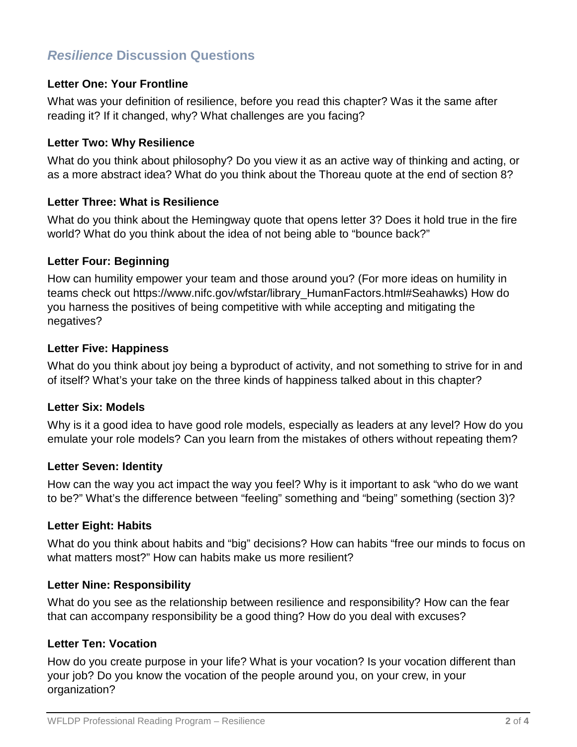## *Resilience* Discussion Questions

### Letter One: Your Frontline

What was your definition of resilience, before you read this chapter? Was it the same after reading it? If it changed, why? What challenges are you facing?

### Letter Two: Why Resilience

What do you think about philosophy? Do you view it as an active way of thinking and acting, or as a more abstract idea? What do you think about the Thoreau quote at the end of section 8?

### Letter Three: What is Resilience

What do you think about the Hemingway quote that opens letter 3? Does it hold true in the fire world? What do you think about the idea of not being able to "bounce back?"

### Letter Four: Beginning

How can humility empower your team and those around you? (For more ideas on humility in teams check out https://www.nifc.gov/wfstar/library_HumanFactors.html#Seahawks) How do you harness the positives of being competitive with while accepting and mitigating the negatives?

### Letter Five: Happiness

What do you think about joy being a byproduct of activity, and not something to strive for in and of itself? What's your take on the three kinds of happiness talked about in this chapter?

### Letter Six: Models

Why is it a good idea to have good role models, especially as leaders at any level? How do you emulate your role models? Can you learn from the mistakes of others without repeating them?

### Letter Seven: Identity

How can the way you act impact the way you feel? Why is it important to ask "who do we want to be?" What's the difference between "feeling" something and "being" something (section 3)?

### Letter Eight: Habits

What do you think about habits and "big" decisions? How can habits "free our minds to focus on what matters most?" How can habits make us more resilient?

### Letter Nine: Responsibility

What do you see as the relationship between resilience and responsibility? How can the fear that can accompany responsibility be a good thing? How do you deal with excuses?

### Letter Ten: Vocation

How do you create purpose in your life? What is your vocation? Is your vocation different than your job? Do you know the vocation of the people around you, on your crew, in your organization?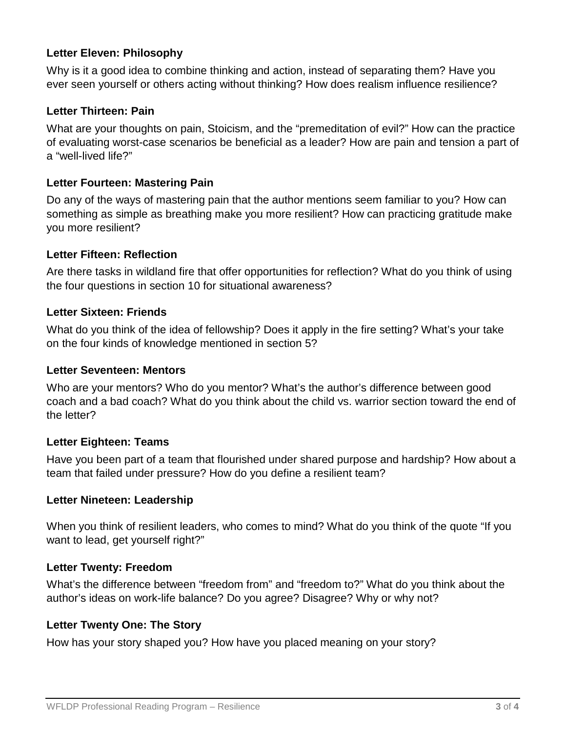### Letter Eleven: Philosophy

Why is it a good idea to combine thinking and action, instead of separating them? Have you ever seen yourself or others acting without thinking? How does realism influence resilience?

### Letter Thirteen: Pain

What are your thoughts on pain, Stoicism, and the "premeditation of evil?" How can the practice of evaluating worst-case scenarios be beneficial as a leader? How are pain and tension a part of a "well-lived life?"

### Letter Fourteen: Mastering Pain

Do any of the ways of mastering pain that the author mentions seem familiar to you? How can something as simple as breathing make you more resilient? How can practicing gratitude make you more resilient?

### Letter Fifteen: Reflection

Are there tasks in wildland fire that offer opportunities for reflection? What do you think of using the four questions in section 10 for situational awareness?

### Letter Sixteen: Friends

What do you think of the idea of fellowship? Does it apply in the fire setting? What's your take on the four kinds of knowledge mentioned in section 5?

### Letter Seventeen: Mentors

Who are your mentors? Who do you mentor? What's the author's difference between good coach and a bad coach? What do you think about the child vs. warrior section toward the end of the letter?

### Letter Eighteen: Teams

Have you been part of a team that flourished under shared purpose and hardship? How about a team that failed under pressure? How do you define a resilient team?

### Letter Nineteen: Leadership

When you think of resilient leaders, who comes to mind? What do you think of the quote "If you want to lead, get yourself right?"

### Letter Twenty: Freedom

What's the difference between "freedom from" and "freedom to?" What do you think about the author's ideas on work-life balance? Do you agree? Disagree? Why or why not?

### Letter Twenty One: The Story

How has your story shaped you? How have you placed meaning on your story?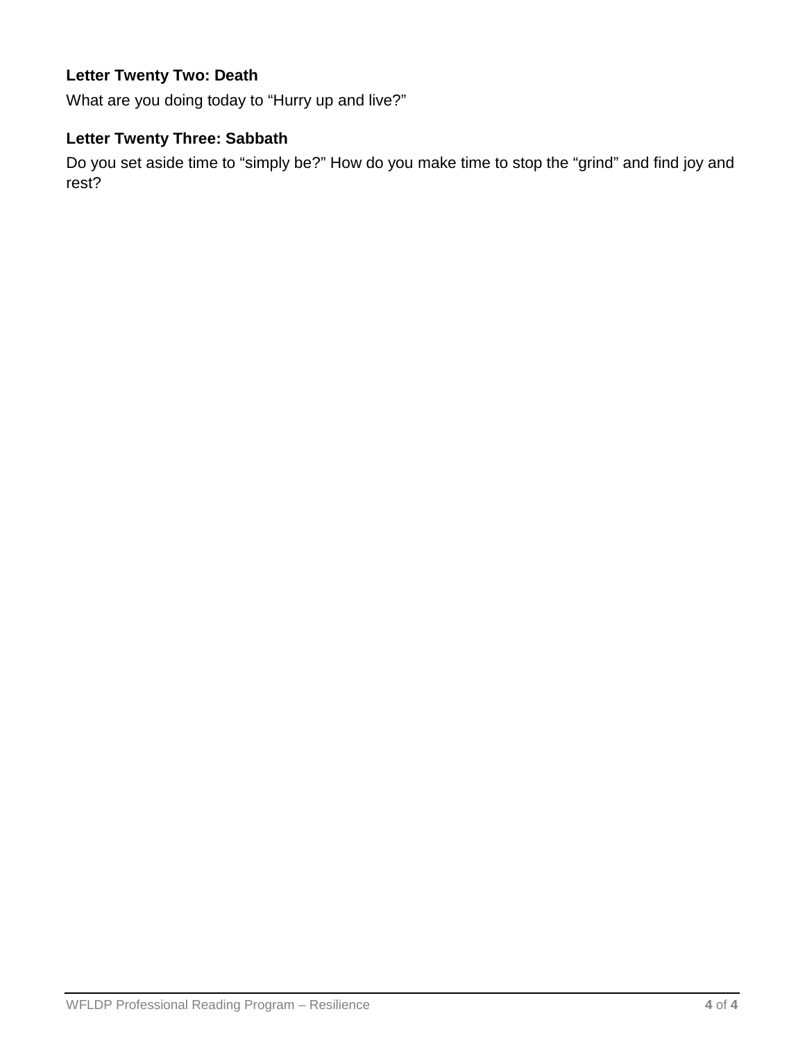### Letter Twenty Two: Death

What are you doing today to “Hurry up and live?”

### Letter Twenty Three: Sabbath

Do you set aside time to “simply be?” How do you make time to stop the “grind” and find joy and rest?